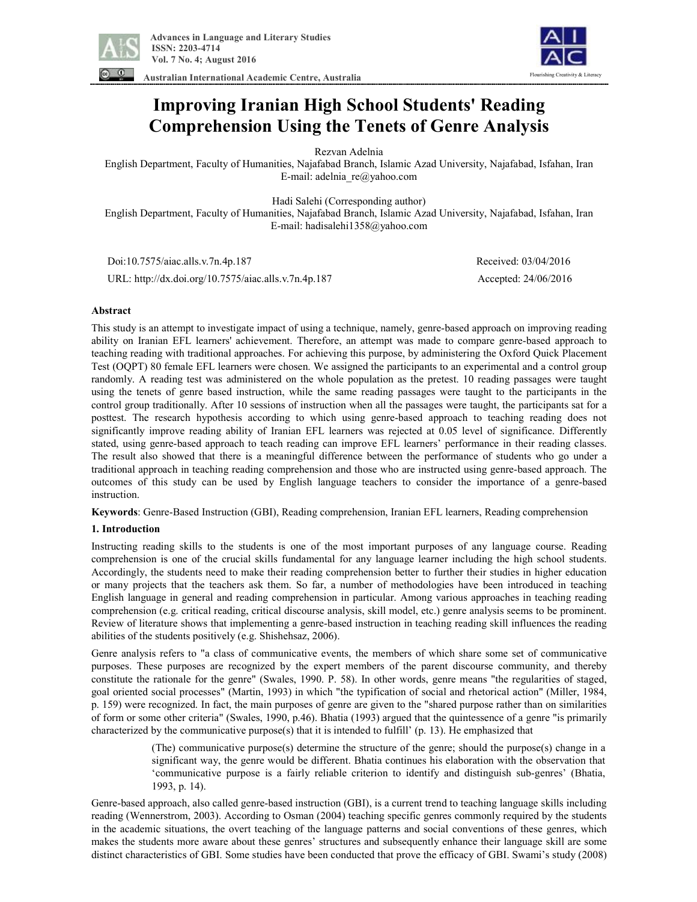# Improving Iranian High School Students' Reading Comprehension Using the Tenets of Genre Analysis

Rezvan Adelnia

English Department, Faculty of Humanities, Najafabad Branch, Islamic Azad University, Najafabad, Isfahan, Iran
E-mail: adelnia_re@yahoo.com

Hadi Salehi (Corresponding author)

English Department, Faculty of Humanities, Najafabad Branch, Islamic Azad University, Najafabad, Isfahan, Iran
E-mail: hadisalehi1358@yahoo.com

Doi:10.7575/aiac.alls.v.7n.4p.187 Received: 03/04/2016

URL: http://dx.doi.org/10.7575/aiac.alls.v.7n.4p.187 Accepted: 24/06/2016

## Abstract

This study is an attempt to investigate impact of using a technique, namely, genre-based approach on improving reading ability on Iranian EFL learners' achievement. Therefore, an attempt was made to compare genre-based approach to teaching reading with traditional approaches. For achieving this purpose, by administering the Oxford Quick Placement Test (OQPT) 80 female EFL learners were chosen. We assigned the participants to an experimental and a control group randomly. A reading test was administered on the whole population as the pretest. 10 reading passages were taught using the tenets of genre based instruction, while the same reading passages were taught to the participants in the control group traditionally. After 10 sessions of instruction when all the passages were taught, the participants sat for a posttest. The research hypothesis according to which using genre-based approach to teaching reading does not significantly improve reading ability of Iranian EFL learners was rejected at 0.05 level of significance. Differently stated, using genre-based approach to teach reading can improve EFL learners' performance in their reading classes. The result also showed that there is a meaningful difference between the performance of students who go under a traditional approach in teaching reading comprehension and those who are instructed using genre-based approach. The outcomes of this study can be used by English language teachers to consider the importance of a genre-based instruction.

**Keywords**: Genre-Based Instruction (GBI), Reading comprehension, Iranian EFL learners, Reading comprehension

## 1. Introduction

Instructing reading skills to the students is one of the most important purposes of any language course. Reading comprehension is one of the crucial skills fundamental for any language learner including the high school students. Accordingly, the students need to make their reading comprehension better to further their studies in higher education or many projects that the teachers ask them. So far, a number of methodologies have been introduced in teaching English language in general and reading comprehension in particular. Among various approaches in teaching reading comprehension (e.g. critical reading, critical discourse analysis, skill model, etc.) genre analysis seems to be prominent. Review of literature shows that implementing a genre-based instruction in teaching reading skill influences the reading abilities of the students positively (e.g. Shishehsaz, 2006).

Genre analysis refers to "a class of communicative events, the members of which share some set of communicative purposes. These purposes are recognized by the expert members of the parent discourse community, and thereby constitute the rationale for the genre" (Swales, 1990. P. 58). In other words, genre means "the regularities of staged, goal oriented social processes" (Martin, 1993) in which "the typification of social and rhetorical action" (Miller, 1984, p. 159) were recognized. In fact, the main purposes of genre are given to the "shared purpose rather than on similarities of form or some other criteria" (Swales, 1990, p.46). Bhatia (1993) argued that the quintessence of a genre "is primarily characterized by the communicative purpose(s) that it is intended to fulfill' (p. 13). He emphasized that

> (The) communicative purpose(s) determine the structure of the genre; should the purpose(s) change in a significant way, the genre would be different. Bhatia continues his elaboration with the observation that 'communicative purpose is a fairly reliable criterion to identify and distinguish sub-genres' (Bhatia, 1993, p. 14).

Genre-based approach, also called genre-based instruction (GBI), is a current trend to teaching language skills including reading (Wennerstrom, 2003). According to Osman (2004) teaching specific genres commonly required by the students in the academic situations, the overt teaching of the language patterns and social conventions of these genres, which makes the students more aware about these genres' structures and subsequently enhance their language skill are some distinct characteristics of GBI. Some studies have been conducted that prove the efficacy of GBI. Swami's study (2008)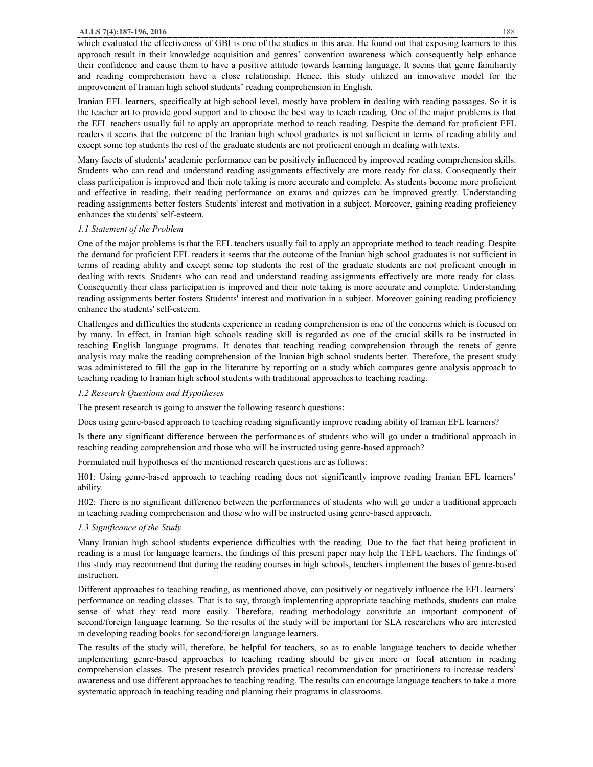which evaluated the effectiveness of GBI is one of the studies in this area. He found out that exposing learners to this approach result in their knowledge acquisition and genres' convention awareness which consequently help enhance their confidence and cause them to have a positive attitude towards learning language. It seems that genre familiarity and reading comprehension have a close relationship. Hence, this study utilized an innovative model for the improvement of Iranian high school students' reading comprehension in English.

Iranian EFL learners, specifically at high school level, mostly have problem in dealing with reading passages. So it is the teacher art to provide good support and to choose the best way to teach reading. One of the major problems is that the EFL teachers usually fail to apply an appropriate method to teach reading. Despite the demand for proficient EFL readers it seems that the outcome of the Iranian high school graduates is not sufficient in terms of reading ability and except some top students the rest of the graduate students are not proficient enough in dealing with texts.

Many facets of students' academic performance can be positively influenced by improved reading comprehension skills. Students who can read and understand reading assignments effectively are more ready for class. Consequently their class participation is improved and their note taking is more accurate and complete. As students become more proficient and effective in reading, their reading performance on exams and quizzes can be improved greatly. Understanding reading assignments better fosters Students' interest and motivation in a subject. Moreover, gaining reading proficiency enhances the students' self-esteem.

### *1.1 Statement of the Problem*

One of the major problems is that the EFL teachers usually fail to apply an appropriate method to teach reading. Despite the demand for proficient EFL readers it seems that the outcome of the Iranian high school graduates is not sufficient in terms of reading ability and except some top students the rest of the graduate students are not proficient enough in dealing with texts. Students who can read and understand reading assignments effectively are more ready for class. Consequently their class participation is improved and their note taking is more accurate and complete. Understanding reading assignments better fosters Students' interest and motivation in a subject. Moreover gaining reading proficiency enhance the students' self-esteem.

Challenges and difficulties the students experience in reading comprehension is one of the concerns which is focused on by many. In effect, in Iranian high schools reading skill is regarded as one of the crucial skills to be instructed in teaching English language programs. It denotes that teaching reading comprehension through the tenets of genre analysis may make the reading comprehension of the Iranian high school students better. Therefore, the present study was administered to fill the gap in the literature by reporting on a study which compares genre analysis approach to teaching reading to Iranian high school students with traditional approaches to teaching reading.

### *1.2 Research Questions and Hypotheses*

The present research is going to answer the following research questions:

Does using genre-based approach to teaching reading significantly improve reading ability of Iranian EFL learners?

Is there any significant difference between the performances of students who will go under a traditional approach in teaching reading comprehension and those who will be instructed using genre-based approach?

Formulated null hypotheses of the mentioned research questions are as follows:

H01: Using genre-based approach to teaching reading does not significantly improve reading Iranian EFL learners' ability.

H02: There is no significant difference between the performances of students who will go under a traditional approach in teaching reading comprehension and those who will be instructed using genre-based approach.

### *1.3 Significance of the Study*

Many Iranian high school students experience difficulties with the reading. Due to the fact that being proficient in reading is a must for language learners, the findings of this present paper may help the TEFL teachers. The findings of this study may recommend that during the reading courses in high schools, teachers implement the bases of genre-based instruction.

Different approaches to teaching reading, as mentioned above, can positively or negatively influence the EFL learners' performance on reading classes. That is to say, through implementing appropriate teaching methods, students can make sense of what they read more easily. Therefore, reading methodology constitute an important component of second/foreign language learning. So the results of the study will be important for SLA researchers who are interested in developing reading books for second/foreign language learners.

The results of the study will, therefore, be helpful for teachers, so as to enable language teachers to decide whether implementing genre-based approaches to teaching reading should be given more or focal attention in reading comprehension classes. The present research provides practical recommendation for practitioners to increase readers' awareness and use different approaches to teaching reading. The results can encourage language teachers to take a more systematic approach in teaching reading and planning their programs in classrooms.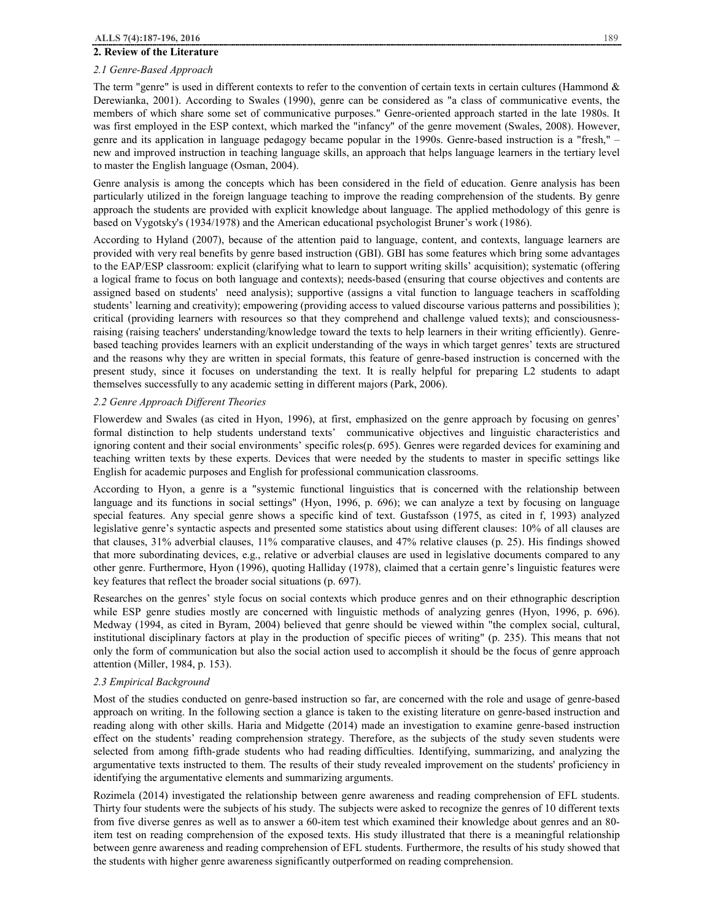## 2. Review of the Literature

### *2.1 Genre-Based Approach*

The term "genre" is used in different contexts to refer to the convention of certain texts in certain cultures (Hammond & Derewianka, 2001). According to Swales (1990), genre can be considered as "a class of communicative events, the members of which share some set of communicative purposes." Genre-oriented approach started in the late 1980s. It was first employed in the ESP context, which marked the "infancy" of the genre movement (Swales, 2008). However, genre and its application in language pedagogy became popular in the 1990s. Genre-based instruction is a "fresh," – new and improved instruction in teaching language skills, an approach that helps language learners in the tertiary level to master the English language (Osman, 2004).

Genre analysis is among the concepts which has been considered in the field of education. Genre analysis has been particularly utilized in the foreign language teaching to improve the reading comprehension of the students. By genre approach the students are provided with explicit knowledge about language. The applied methodology of this genre is based on Vygotsky's (1934/1978) and the American educational psychologist Bruner's work (1986).

According to Hyland (2007), because of the attention paid to language, content, and contexts, language learners are provided with very real benefits by genre based instruction (GBI). GBI has some features which bring some advantages to the EAP/ESP classroom: explicit (clarifying what to learn to support writing skills' acquisition); systematic (offering a logical frame to focus on both language and contexts); needs-based (ensuring that course objectives and contents are assigned based on students' need analysis); supportive (assigns a vital function to language teachers in scaffolding students' learning and creativity); empowering (providing access to valued discourse various patterns and possibilities ); critical (providing learners with resources so that they comprehend and challenge valued texts); and consciousness-raising (raising teachers' understanding/knowledge toward the texts to help learners in their writing efficiently). Genre-based teaching provides learners with an explicit understanding of the ways in which target genres' texts are structured and the reasons why they are written in special formats, this feature of genre-based instruction is concerned with the present study, since it focuses on understanding the text. It is really helpful for preparing L2 students to adapt themselves successfully to any academic setting in different majors (Park, 2006).

### *2.2 Genre Approach Different Theories*

Flowerdew and Swales (as cited in Hyon, 1996), at first, emphasized on the genre approach by focusing on genres' formal distinction to help students understand texts' communicative objectives and linguistic characteristics and ignoring content and their social environments' specific roles(p. 695). Genres were regarded devices for examining and teaching written texts by these experts. Devices that were needed by the students to master in specific settings like English for academic purposes and English for professional communication classrooms.

According to Hyon, a genre is a "systemic functional linguistics that is concerned with the relationship between language and its functions in social settings" (Hyon, 1996, p. 696); we can analyze a text by focusing on language special features. Any special genre shows a specific kind of text. Gustafsson (1975, as cited in f, 1993) analyzed legislative genre's syntactic aspects and presented some statistics about using different clauses: 10% of all clauses are that clauses, 31% adverbial clauses, 11% comparative clauses, and 47% relative clauses (p. 25). His findings showed that more subordinating devices, e.g., relative or adverbial clauses are used in legislative documents compared to any other genre. Furthermore, Hyon (1996), quoting Halliday (1978), claimed that a certain genre's linguistic features were key features that reflect the broader social situations (p. 697).

Researches on the genres' style focus on social contexts which produce genres and on their ethnographic description while ESP genre studies mostly are concerned with linguistic methods of analyzing genres (Hyon, 1996, p. 696). Medway (1994, as cited in Byram, 2004) believed that genre should be viewed within "the complex social, cultural, institutional disciplinary factors at play in the production of specific pieces of writing" (p. 235). This means that not only the form of communication but also the social action used to accomplish it should be the focus of genre approach attention (Miller, 1984, p. 153).

### *2.3 Empirical Background*

Most of the studies conducted on genre-based instruction so far, are concerned with the role and usage of genre-based approach on writing. In the following section a glance is taken to the existing literature on genre-based instruction and reading along with other skills. Haria and Midgette (2014) made an investigation to examine genre-based instruction effect on the students' reading comprehension strategy. Therefore, as the subjects of the study seven students were selected from among fifth-grade students who had reading difficulties. Identifying, summarizing, and analyzing the argumentative texts instructed to them. The results of their study revealed improvement on the students' proficiency in identifying the argumentative elements and summarizing arguments.

Rozimela (2014) investigated the relationship between genre awareness and reading comprehension of EFL students. Thirty four students were the subjects of his study. The subjects were asked to recognize the genres of 10 different texts from five diverse genres as well as to answer a 60-item test which examined their knowledge about genres and an 80-item test on reading comprehension of the exposed texts. His study illustrated that there is a meaningful relationship between genre awareness and reading comprehension of EFL students. Furthermore, the results of his study showed that the students with higher genre awareness significantly outperformed on reading comprehension.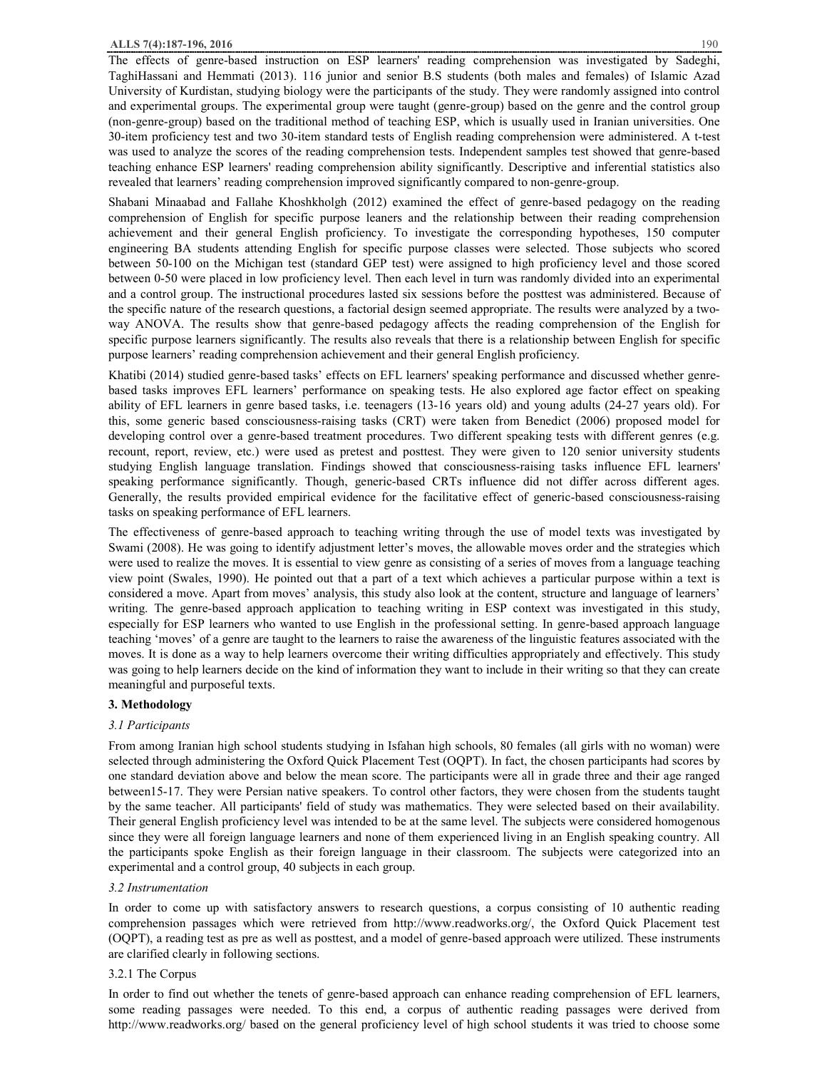The effects of genre-based instruction on ESP learners' reading comprehension was investigated by Sadeghi, TaghiHassani and Hemmati (2013). 116 junior and senior B.S students (both males and females) of Islamic Azad University of Kurdistan, studying biology were the participants of the study. They were randomly assigned into control and experimental groups. The experimental group were taught (genre-group) based on the genre and the control group (non-genre-group) based on the traditional method of teaching ESP, which is usually used in Iranian universities. One 30-item proficiency test and two 30-item standard tests of English reading comprehension were administered. A t-test was used to analyze the scores of the reading comprehension tests. Independent samples test showed that genre-based teaching enhance ESP learners' reading comprehension ability significantly. Descriptive and inferential statistics also revealed that learners' reading comprehension improved significantly compared to non-genre-group.

Shabani Minaabad and Fallahe Khoshkholgh (2012) examined the effect of genre-based pedagogy on the reading comprehension of English for specific purpose leaners and the relationship between their reading comprehension achievement and their general English proficiency. To investigate the corresponding hypotheses, 150 computer engineering BA students attending English for specific purpose classes were selected. Those subjects who scored between 50-100 on the Michigan test (standard GEP test) were assigned to high proficiency level and those scored between 0-50 were placed in low proficiency level. Then each level in turn was randomly divided into an experimental and a control group. The instructional procedures lasted six sessions before the posttest was administered. Because of the specific nature of the research questions, a factorial design seemed appropriate. The results were analyzed by a two-way ANOVA. The results show that genre-based pedagogy affects the reading comprehension of the English for specific purpose learners significantly. The results also reveals that there is a relationship between English for specific purpose learners' reading comprehension achievement and their general English proficiency.

Khatibi (2014) studied genre-based tasks' effects on EFL learners' speaking performance and discussed whether genre-based tasks improves EFL learners' performance on speaking tests. He also explored age factor effect on speaking ability of EFL learners in genre based tasks, i.e. teenagers (13-16 years old) and young adults (24-27 years old). For this, some generic based consciousness-raising tasks (CRT) were taken from Benedict (2006) proposed model for developing control over a genre-based treatment procedures. Two different speaking tests with different genres (e.g. recount, report, review, etc.) were used as pretest and posttest. They were given to 120 senior university students studying English language translation. Findings showed that consciousness-raising tasks influence EFL learners' speaking performance significantly. Though, generic-based CRTs influence did not differ across different ages. Generally, the results provided empirical evidence for the facilitative effect of generic-based consciousness-raising tasks on speaking performance of EFL learners.

The effectiveness of genre-based approach to teaching writing through the use of model texts was investigated by Swami (2008). He was going to identify adjustment letter's moves, the allowable moves order and the strategies which were used to realize the moves. It is essential to view genre as consisting of a series of moves from a language teaching view point (Swales, 1990). He pointed out that a part of a text which achieves a particular purpose within a text is considered a move. Apart from moves' analysis, this study also look at the content, structure and language of learners' writing. The genre-based approach application to teaching writing in ESP context was investigated in this study, especially for ESP learners who wanted to use English in the professional setting. In genre-based approach language teaching 'moves' of a genre are taught to the learners to raise the awareness of the linguistic features associated with the moves. It is done as a way to help learners overcome their writing difficulties appropriately and effectively. This study was going to help learners decide on the kind of information they want to include in their writing so that they can create meaningful and purposeful texts.

## 3. Methodology

### *3.1 Participants*

From among Iranian high school students studying in Isfahan high schools, 80 females (all girls with no woman) were selected through administering the Oxford Quick Placement Test (OQPT). In fact, the chosen participants had scores by one standard deviation above and below the mean score. The participants were all in grade three and their age ranged between15-17. They were Persian native speakers. To control other factors, they were chosen from the students taught by the same teacher. All participants' field of study was mathematics. They were selected based on their availability. Their general English proficiency level was intended to be at the same level. The subjects were considered homogenous since they were all foreign language learners and none of them experienced living in an English speaking country. All the participants spoke English as their foreign language in their classroom. The subjects were categorized into an experimental and a control group, 40 subjects in each group.

### *3.2 Instrumentation*

In order to come up with satisfactory answers to research questions, a corpus consisting of 10 authentic reading comprehension passages which were retrieved from http://www.readworks.org/, the Oxford Quick Placement test (OQPT), a reading test as pre as well as posttest, and a model of genre-based approach were utilized. These instruments are clarified clearly in following sections.

#### 3.2.1 The Corpus

In order to find out whether the tenets of genre-based approach can enhance reading comprehension of EFL learners, some reading passages were needed. To this end, a corpus of authentic reading passages were derived from http://www.readworks.org/ based on the general proficiency level of high school students it was tried to choose some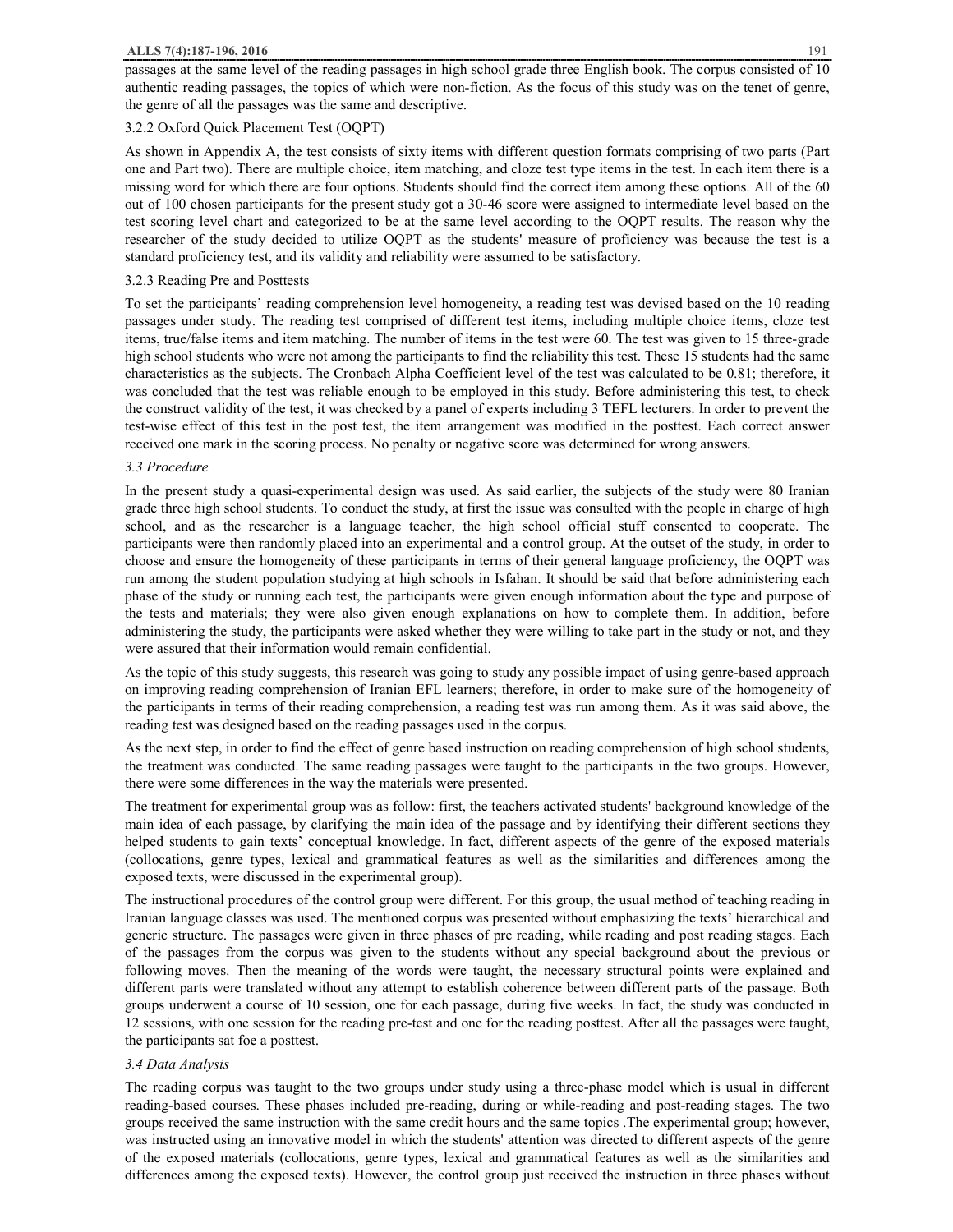passages at the same level of the reading passages in high school grade three English book. The corpus consisted of 10 authentic reading passages, the topics of which were non-fiction. As the focus of this study was on the tenet of genre, the genre of all the passages was the same and descriptive.

3.2.2 Oxford Quick Placement Test (OQPT)

As shown in Appendix A, the test consists of sixty items with different question formats comprising of two parts (Part one and Part two). There are multiple choice, item matching, and cloze test type items in the test. In each item there is a missing word for which there are four options. Students should find the correct item among these options. All of the 60 out of 100 chosen participants for the present study got a 30-46 score were assigned to intermediate level based on the test scoring level chart and categorized to be at the same level according to the OQPT results. The reason why the researcher of the study decided to utilize OQPT as the students' measure of proficiency was because the test is a standard proficiency test, and its validity and reliability were assumed to be satisfactory.

3.2.3 Reading Pre and Posttests

To set the participants' reading comprehension level homogeneity, a reading test was devised based on the 10 reading passages under study. The reading test comprised of different test items, including multiple choice items, cloze test items, true/false items and item matching. The number of items in the test were 60. The test was given to 15 three-grade high school students who were not among the participants to find the reliability this test. These 15 students had the same characteristics as the subjects. The Cronbach Alpha Coefficient level of the test was calculated to be 0.81; therefore, it was concluded that the test was reliable enough to be employed in this study. Before administering this test, to check the construct validity of the test, it was checked by a panel of experts including 3 TEFL lecturers. In order to prevent the test-wise effect of this test in the post test, the item arrangement was modified in the posttest. Each correct answer received one mark in the scoring process. No penalty or negative score was determined for wrong answers.

### *3.3 Procedure*

In the present study a quasi-experimental design was used. As said earlier, the subjects of the study were 80 Iranian grade three high school students. To conduct the study, at first the issue was consulted with the people in charge of high school, and as the researcher is a language teacher, the high school official stuff consented to cooperate. The participants were then randomly placed into an experimental and a control group. At the outset of the study, in order to choose and ensure the homogeneity of these participants in terms of their general language proficiency, the OQPT was run among the student population studying at high schools in Isfahan. It should be said that before administering each phase of the study or running each test, the participants were given enough information about the type and purpose of the tests and materials; they were also given enough explanations on how to complete them. In addition, before administering the study, the participants were asked whether they were willing to take part in the study or not, and they were assured that their information would remain confidential.

As the topic of this study suggests, this research was going to study any possible impact of using genre-based approach on improving reading comprehension of Iranian EFL learners; therefore, in order to make sure of the homogeneity of the participants in terms of their reading comprehension, a reading test was run among them. As it was said above, the reading test was designed based on the reading passages used in the corpus.

As the next step, in order to find the effect of genre based instruction on reading comprehension of high school students, the treatment was conducted. The same reading passages were taught to the participants in the two groups. However, there were some differences in the way the materials were presented.

The treatment for experimental group was as follow: first, the teachers activated students' background knowledge of the main idea of each passage, by clarifying the main idea of the passage and by identifying their different sections they helped students to gain texts' conceptual knowledge. In fact, different aspects of the genre of the exposed materials (collocations, genre types, lexical and grammatical features as well as the similarities and differences among the exposed texts, were discussed in the experimental group).

The instructional procedures of the control group were different. For this group, the usual method of teaching reading in Iranian language classes was used. The mentioned corpus was presented without emphasizing the texts' hierarchical and generic structure. The passages were given in three phases of pre reading, while reading and post reading stages. Each of the passages from the corpus was given to the students without any special background about the previous or following moves. Then the meaning of the words were taught, the necessary structural points were explained and different parts were translated without any attempt to establish coherence between different parts of the passage. Both groups underwent a course of 10 session, one for each passage, during five weeks. In fact, the study was conducted in 12 sessions, with one session for the reading pre-test and one for the reading posttest. After all the passages were taught, the participants sat foe a posttest.

### *3.4 Data Analysis*

The reading corpus was taught to the two groups under study using a three-phase model which is usual in different reading-based courses. These phases included pre-reading, during or while-reading and post-reading stages. The two groups received the same instruction with the same credit hours and the same topics .The experimental group; however, was instructed using an innovative model in which the students' attention was directed to different aspects of the genre of the exposed materials (collocations, genre types, lexical and grammatical features as well as the similarities and differences among the exposed texts). However, the control group just received the instruction in three phases without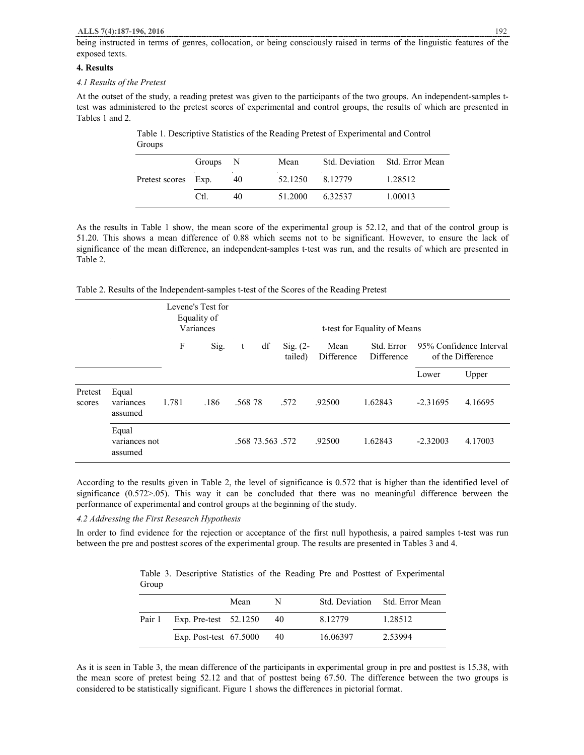being instructed in terms of genres, collocation, or being consciously raised in terms of the linguistic features of the exposed texts.

## 4. Results

### *4.1 Results of the Pretest*

At the outset of the study, a reading pretest was given to the participants of the two groups. An independent-samples t-test was administered to the pretest scores of experimental and control groups, the results of which are presented in Tables 1 and 2.

Table 1. Descriptive Statistics of the Reading Pretest of Experimental and Control Groups

| | Groups | N | Mean | Std. Deviation | Std. Error Mean |
|---|---|---|---|---|---|
| Pretest scores | Exp. | 40 | 52.1250 | 8.12779 | 1.28512 |
| | Ctl. | 40 | 51.2000 | 6.32537 | 1.00013 |

As the results in Table 1 show, the mean score of the experimental group is 52.12, and that of the control group is 51.20. This shows a mean difference of 0.88 which seems not to be significant. However, to ensure the lack of significance of the mean difference, an independent-samples t-test was run, and the results of which are presented in Table 2.

Table 2. Results of the Independent-samples t-test of the Scores of the Reading Pretest

| | | Levene's Test for Equality of Variances | | t-test for Equality of Means | | | | | | |
|---|---|---|---|---|---|---|---|---|---|---|
| | | F | Sig. | t | df | Sig. (2-tailed) | Mean Difference | Std. Error Difference | 95% Confidence Interval of the Difference | |
| | | | | | | | | | Lower | Upper |
| Pretest scores | Equal variances assumed | 1.781 | .186 | .568 | 78 | .572 | .92500 | 1.62843 | -2.31695 | 4.16695 |
| | Equal variances not assumed | | | .568 | 73.563 | .572 | .92500 | 1.62843 | -2.32003 | 4.17003 |

According to the results given in Table 2, the level of significance is 0.572 that is higher than the identified level of significance (0.572>.05). This way it can be concluded that there was no meaningful difference between the performance of experimental and control groups at the beginning of the study.

### *4.2 Addressing the First Research Hypothesis*

In order to find evidence for the rejection or acceptance of the first null hypothesis, a paired samples t-test was run between the pre and posttest scores of the experimental group. The results are presented in Tables 3 and 4.

Table 3. Descriptive Statistics of the Reading Pre and Posttest of Experimental Group

| | | Mean | N | Std. Deviation | Std. Error Mean |
|---|---|---|---|---|---|
| Pair 1 | Exp. Pre-test | 52.1250 | 40 | 8.12779 | 1.28512 |
| | Exp. Post-test | 67.5000 | 40 | 16.06397 | 2.53994 |

As it is seen in Table 3, the mean difference of the participants in experimental group in pre and posttest is 15.38, with the mean score of pretest being 52.12 and that of posttest being 67.50. The difference between the two groups is considered to be statistically significant. Figure 1 shows the differences in pictorial format.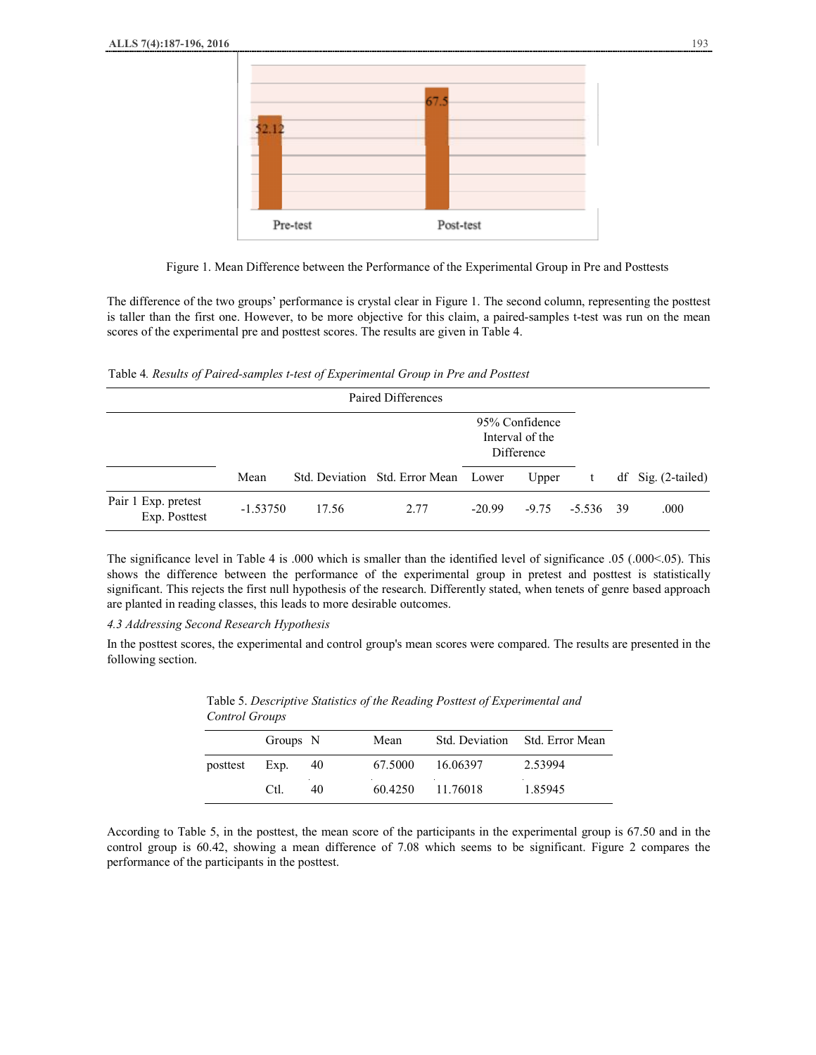Figure 1. Mean Difference between the Performance of the Experimental Group in Pre and Posttests

The difference of the two groups' performance is crystal clear in Figure 1. The second column, representing the posttest is taller than the first one. However, to be more objective for this claim, a paired-samples t-test was run on the mean scores of the experimental pre and posttest scores. The results are given in Table 4.

Table 4. *Results of Paired-samples t-test of Experimental Group in Pre and Posttest*

| | Paired Differences | | | | | t | df | Sig. (2-tailed) |
|---|---|---|---|---|---|---|---|---|
| | | | | 95% Confidence Interval of the Difference | | | | |
| | Mean | Std. Deviation | Std. Error Mean | Lower | Upper | | | |
| Pair 1 Exp. pretest Exp. Posttest | -1.53750 | 17.56 | 2.77 | -20.99 | -9.75 | -5.536 | 39 | .000 |

The significance level in Table 4 is .000 which is smaller than the identified level of significance .05 (.000<.05). This shows the difference between the performance of the experimental group in pretest and posttest is statistically significant. This rejects the first null hypothesis of the research. Differently stated, when tenets of genre based approach are planted in reading classes, this leads to more desirable outcomes.

*4.3 Addressing Second Research Hypothesis*

In the posttest scores, the experimental and control group's mean scores were compared. The results are presented in the following section.

Table 5. *Descriptive Statistics of the Reading Posttest of Experimental and Control Groups*

| | Groups | N | Mean | Std. Deviation | Std. Error Mean |
|---|---|---|---|---|---|
| posttest | Exp. | 40 | 67.5000 | 16.06397 | 2.53994 |
| | Ctl. | 40 | 60.4250 | 11.76018 | 1.85945 |

According to Table 5, in the posttest, the mean score of the participants in the experimental group is 67.50 and in the control group is 60.42, showing a mean difference of 7.08 which seems to be significant. Figure 2 compares the performance of the participants in the posttest.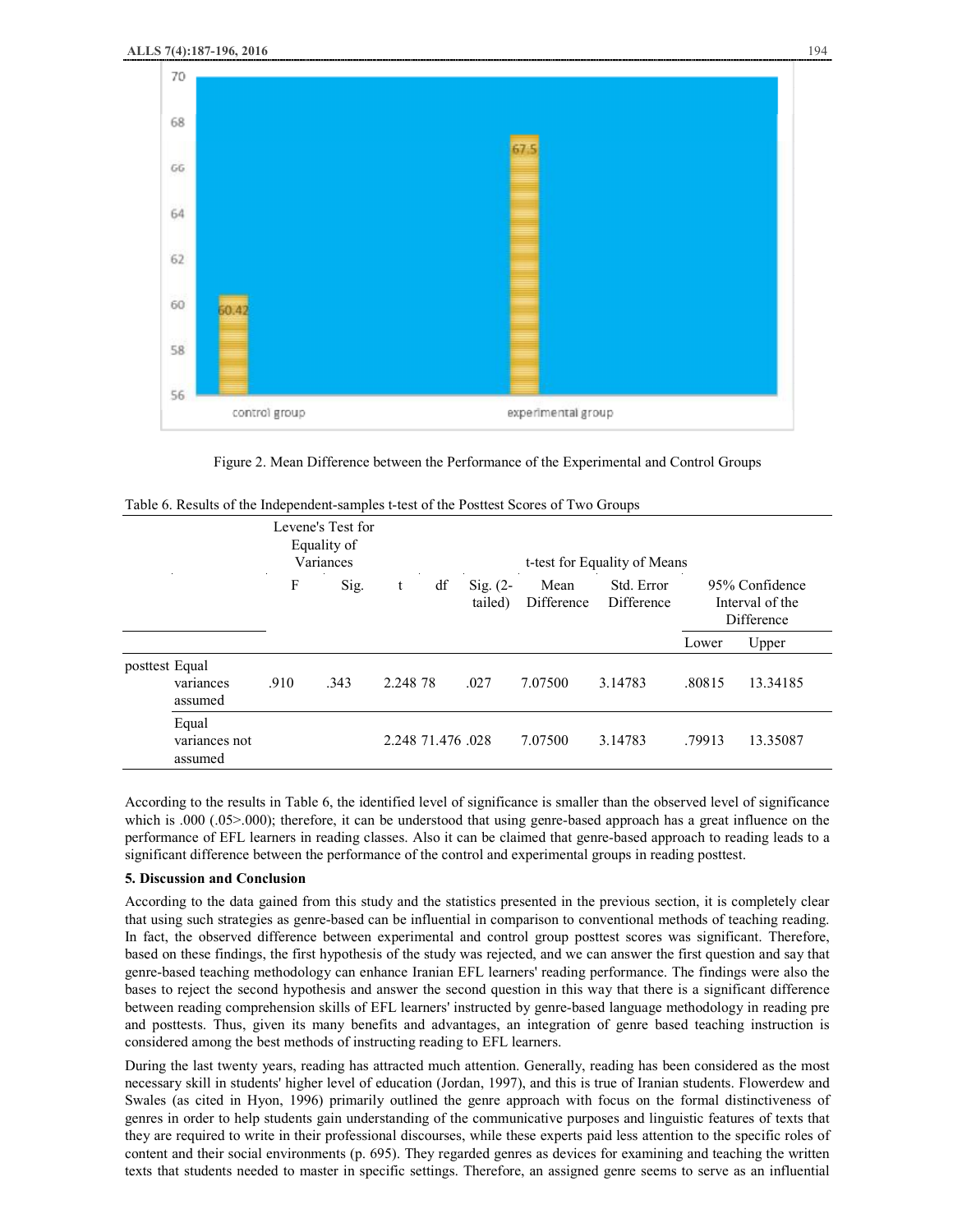Figure 2. Mean Difference between the Performance of the Experimental and Control Groups

Table 6. Results of the Independent-samples t-test of the Posttest Scores of Two Groups

| | Levene's Test for Equality of Variances | | t-test for Equality of Means | | | | | | |
|---|---|---|---|---|---|---|---|---|---|
| | F | Sig. | t | df | Sig. (2-tailed) | Mean Difference | Std. Error Difference | 95% Confidence Interval of the Difference | |
| | | | | | | | | Lower | Upper |
| posttest Equal variances assumed | .910 | .343 | 2.248 | 78 | .027 | 7.07500 | 3.14783 | .80815 | 13.34185 |
| Equal variances not assumed | | | 2.248 | 71.476 | .028 | 7.07500 | 3.14783 | .79913 | 13.35087 |

According to the results in Table 6, the identified level of significance is smaller than the observed level of significance which is .000 (.05>.000); therefore, it can be understood that using genre-based approach has a great influence on the performance of EFL learners in reading classes. Also it can be claimed that genre-based approach to reading leads to a significant difference between the performance of the control and experimental groups in reading posttest.

## 5. Discussion and Conclusion

According to the data gained from this study and the statistics presented in the previous section, it is completely clear that using such strategies as genre-based can be influential in comparison to conventional methods of teaching reading. In fact, the observed difference between experimental and control group posttest scores was significant. Therefore, based on these findings, the first hypothesis of the study was rejected, and we can answer the first question and say that genre-based teaching methodology can enhance Iranian EFL learners' reading performance. The findings were also the bases to reject the second hypothesis and answer the second question in this way that there is a significant difference between reading comprehension skills of EFL learners' instructed by genre-based language methodology in reading pre and posttests. Thus, given its many benefits and advantages, an integration of genre based teaching instruction is considered among the best methods of instructing reading to EFL learners.

During the last twenty years, reading has attracted much attention. Generally, reading has been considered as the most necessary skill in students' higher level of education (Jordan, 1997), and this is true of Iranian students. Flowerdew and Swales (as cited in Hyon, 1996) primarily outlined the genre approach with focus on the formal distinctiveness of genres in order to help students gain understanding of the communicative purposes and linguistic features of texts that they are required to write in their professional discourses, while these experts paid less attention to the specific roles of content and their social environments (p. 695). They regarded genres as devices for examining and teaching the written texts that students needed to master in specific settings. Therefore, an assigned genre seems to serve as an influential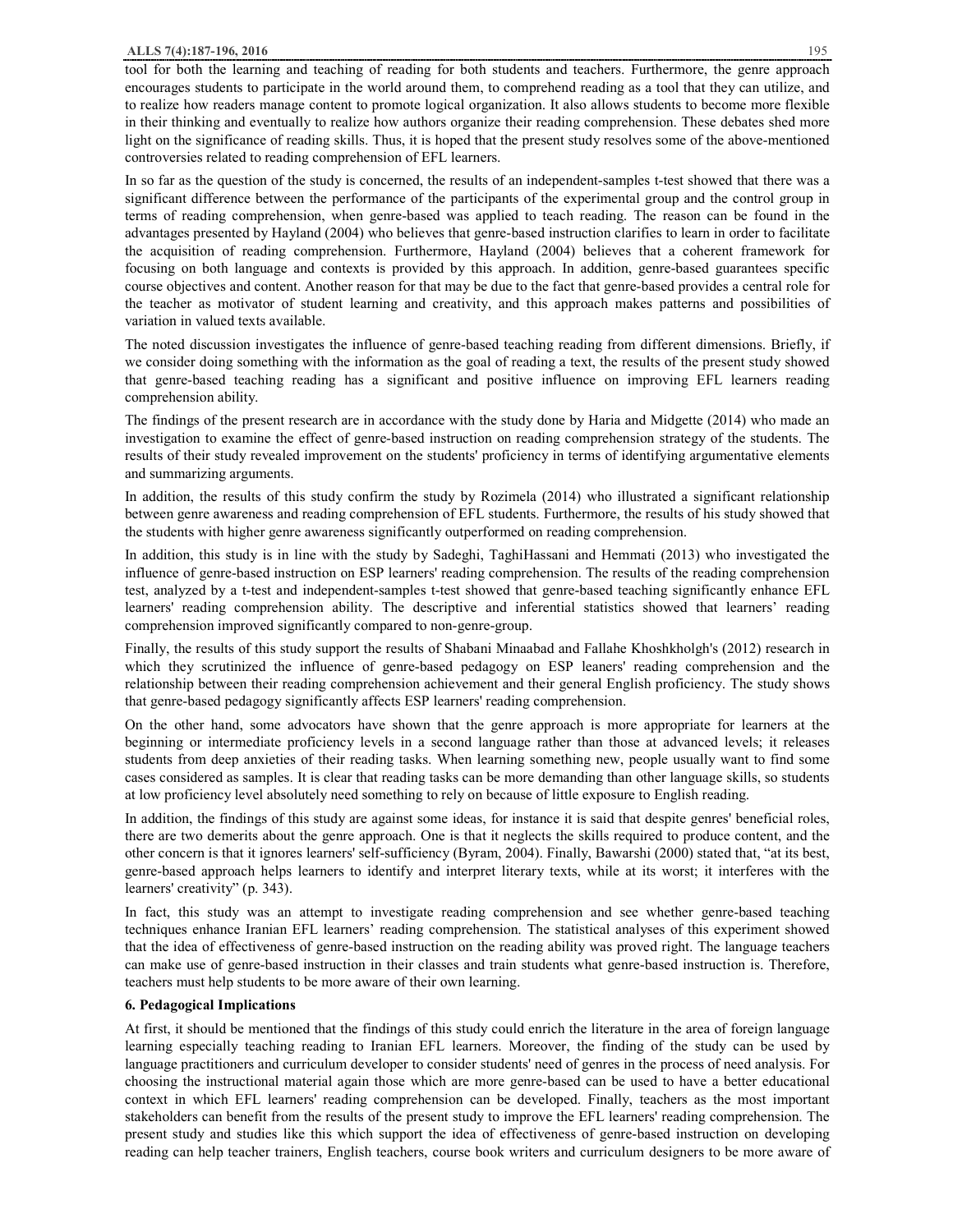tool for both the learning and teaching of reading for both students and teachers. Furthermore, the genre approach encourages students to participate in the world around them, to comprehend reading as a tool that they can utilize, and to realize how readers manage content to promote logical organization. It also allows students to become more flexible in their thinking and eventually to realize how authors organize their reading comprehension. These debates shed more light on the significance of reading skills. Thus, it is hoped that the present study resolves some of the above-mentioned controversies related to reading comprehension of EFL learners.

In so far as the question of the study is concerned, the results of an independent-samples t-test showed that there was a significant difference between the performance of the participants of the experimental group and the control group in terms of reading comprehension, when genre-based was applied to teach reading. The reason can be found in the advantages presented by Hayland (2004) who believes that genre-based instruction clarifies to learn in order to facilitate the acquisition of reading comprehension. Furthermore, Hayland (2004) believes that a coherent framework for focusing on both language and contexts is provided by this approach. In addition, genre-based guarantees specific course objectives and content. Another reason for that may be due to the fact that genre-based provides a central role for the teacher as motivator of student learning and creativity, and this approach makes patterns and possibilities of variation in valued texts available.

The noted discussion investigates the influence of genre-based teaching reading from different dimensions. Briefly, if we consider doing something with the information as the goal of reading a text, the results of the present study showed that genre-based teaching reading has a significant and positive influence on improving EFL learners reading comprehension ability.

The findings of the present research are in accordance with the study done by Haria and Midgette (2014) who made an investigation to examine the effect of genre-based instruction on reading comprehension strategy of the students. The results of their study revealed improvement on the students' proficiency in terms of identifying argumentative elements and summarizing arguments.

In addition, the results of this study confirm the study by Rozimela (2014) who illustrated a significant relationship between genre awareness and reading comprehension of EFL students. Furthermore, the results of his study showed that the students with higher genre awareness significantly outperformed on reading comprehension.

In addition, this study is in line with the study by Sadeghi, TaghiHassani and Hemmati (2013) who investigated the influence of genre-based instruction on ESP learners' reading comprehension. The results of the reading comprehension test, analyzed by a t-test and independent-samples t-test showed that genre-based teaching significantly enhance EFL learners' reading comprehension ability. The descriptive and inferential statistics showed that learners' reading comprehension improved significantly compared to non-genre-group.

Finally, the results of this study support the results of Shabani Minaabad and Fallahe Khoshkholgh's (2012) research in which they scrutinized the influence of genre-based pedagogy on ESP leaners' reading comprehension and the relationship between their reading comprehension achievement and their general English proficiency. The study shows that genre-based pedagogy significantly affects ESP learners' reading comprehension.

On the other hand, some advocators have shown that the genre approach is more appropriate for learners at the beginning or intermediate proficiency levels in a second language rather than those at advanced levels; it releases students from deep anxieties of their reading tasks. When learning something new, people usually want to find some cases considered as samples. It is clear that reading tasks can be more demanding than other language skills, so students at low proficiency level absolutely need something to rely on because of little exposure to English reading.

In addition, the findings of this study are against some ideas, for instance it is said that despite genres' beneficial roles, there are two demerits about the genre approach. One is that it neglects the skills required to produce content, and the other concern is that it ignores learners' self-sufficiency (Byram, 2004). Finally, Bawarshi (2000) stated that, "at its best, genre-based approach helps learners to identify and interpret literary texts, while at its worst; it interferes with the learners' creativity" (p. 343).

In fact, this study was an attempt to investigate reading comprehension and see whether genre-based teaching techniques enhance Iranian EFL learners' reading comprehension. The statistical analyses of this experiment showed that the idea of effectiveness of genre-based instruction on the reading ability was proved right. The language teachers can make use of genre-based instruction in their classes and train students what genre-based instruction is. Therefore, teachers must help students to be more aware of their own learning.

## 6. Pedagogical Implications

At first, it should be mentioned that the findings of this study could enrich the literature in the area of foreign language learning especially teaching reading to Iranian EFL learners. Moreover, the finding of the study can be used by language practitioners and curriculum developer to consider students' need of genres in the process of need analysis. For choosing the instructional material again those which are more genre-based can be used to have a better educational context in which EFL learners' reading comprehension can be developed. Finally, teachers as the most important stakeholders can benefit from the results of the present study to improve the EFL learners' reading comprehension. The present study and studies like this which support the idea of effectiveness of genre-based instruction on developing reading can help teacher trainers, English teachers, course book writers and curriculum designers to be more aware of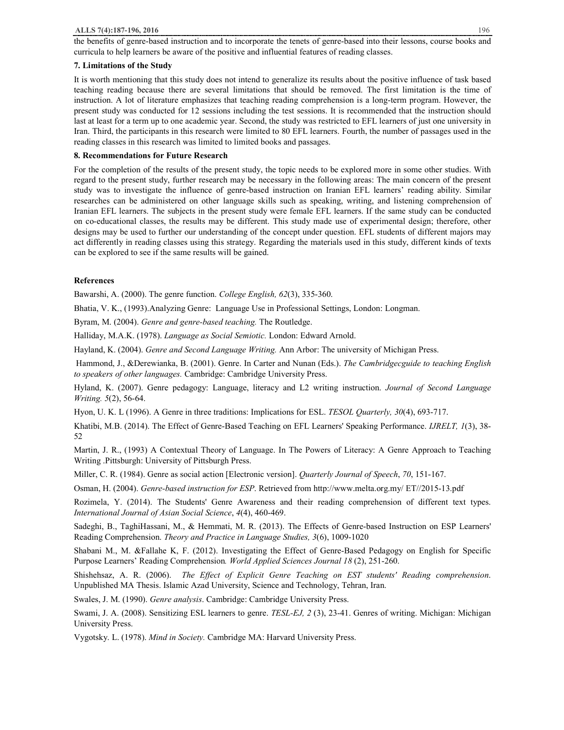the benefits of genre-based instruction and to incorporate the tenets of genre-based into their lessons, course books and curricula to help learners be aware of the positive and influential features of reading classes.

## 7. Limitations of the Study

It is worth mentioning that this study does not intend to generalize its results about the positive influence of task based teaching reading because there are several limitations that should be removed. The first limitation is the time of instruction. A lot of literature emphasizes that teaching reading comprehension is a long-term program. However, the present study was conducted for 12 sessions including the test sessions. It is recommended that the instruction should last at least for a term up to one academic year. Second, the study was restricted to EFL learners of just one university in Iran. Third, the participants in this research were limited to 80 EFL learners. Fourth, the number of passages used in the reading classes in this research was limited to limited books and passages.

## 8. Recommendations for Future Research

For the completion of the results of the present study, the topic needs to be explored more in some other studies. With regard to the present study, further research may be necessary in the following areas: The main concern of the present study was to investigate the influence of genre-based instruction on Iranian EFL learners' reading ability. Similar researches can be administered on other language skills such as speaking, writing, and listening comprehension of Iranian EFL learners. The subjects in the present study were female EFL learners. If the same study can be conducted on co-educational classes, the results may be different. This study made use of experimental design; therefore, other designs may be used to further our understanding of the concept under question. EFL students of different majors may act differently in reading classes using this strategy. Regarding the materials used in this study, different kinds of texts can be explored to see if the same results will be gained.

## References

Bawarshi, A. (2000). The genre function. *College English, 62*(3), 335-360.

Bhatia, V. K., (1993).Analyzing Genre: Language Use in Professional Settings, London: Longman.

Byram, M. (2004). *Genre and genre-based teaching.* The Routledge.

Halliday, M.A.K. (1978). *Language as Social Semiotic.* London: Edward Arnold.

Hayland, K. (2004). *Genre and Second Language Writing.* Ann Arbor: The university of Michigan Press.

Hammond, J., &Derewianka, B. (2001). Genre. In Carter and Nunan (Eds.). *The Cambridgecguide to teaching English to speakers of other languages.* Cambridge: Cambridge University Press.

Hyland, K. (2007). Genre pedagogy: Language, literacy and L2 writing instruction. *Journal of Second Language Writing. 5*(2), 56-64.

Hyon, U. K. L (1996). A Genre in three traditions: Implications for ESL. *TESOL Quarterly, 30*(4), 693-717.

Khatibi, M.B. (2014). The Effect of Genre-Based Teaching on EFL Learners' Speaking Performance. *IJRELT, 1*(3), 38-52

Martin, J. R., (1993) A Contextual Theory of Language. In The Powers of Literacy: A Genre Approach to Teaching Writing .Pittsburgh: University of Pittsburgh Press.

Miller, C. R. (1984). Genre as social action [Electronic version]. *Quarterly Journal of Speech*, *70*, 151-167.

Osman, H. (2004). *Genre-based instruction for ESP*. Retrieved from http://www.melta.org.my/ ET//2015-13.pdf

Rozimela, Y. (2014). The Students' Genre Awareness and their reading comprehension of different text types. *International Journal of Asian Social Science*, *4*(4), 460-469.

Sadeghi, B., TaghiHassani, M., & Hemmati, M. R. (2013). The Effects of Genre-based Instruction on ESP Learners' Reading Comprehension. *Theory and Practice in Language Studies, 3*(6), 1009-1020

Shabani M., M. &Fallahe K, F. (2012). Investigating the Effect of Genre-Based Pedagogy on English for Specific Purpose Learners' Reading Comprehension*. World Applied Sciences Journal 18* (2), 251-260.

Shishehsaz, A. R. (2006). *The Effect of Explicit Genre Teaching on EST students' Reading comprehension*. Unpublished MA Thesis. Islamic Azad University, Science and Technology, Tehran, Iran.

Swales, J. M. (1990). *Genre analysis*. Cambridge: Cambridge University Press.

Swami, J. A. (2008). Sensitizing ESL learners to genre. *TESL-EJ, 2* (3), 23-41. Genres of writing. Michigan: Michigan University Press.

Vygotsky. L. (1978). *Mind in Society.* Cambridge MA: Harvard University Press.